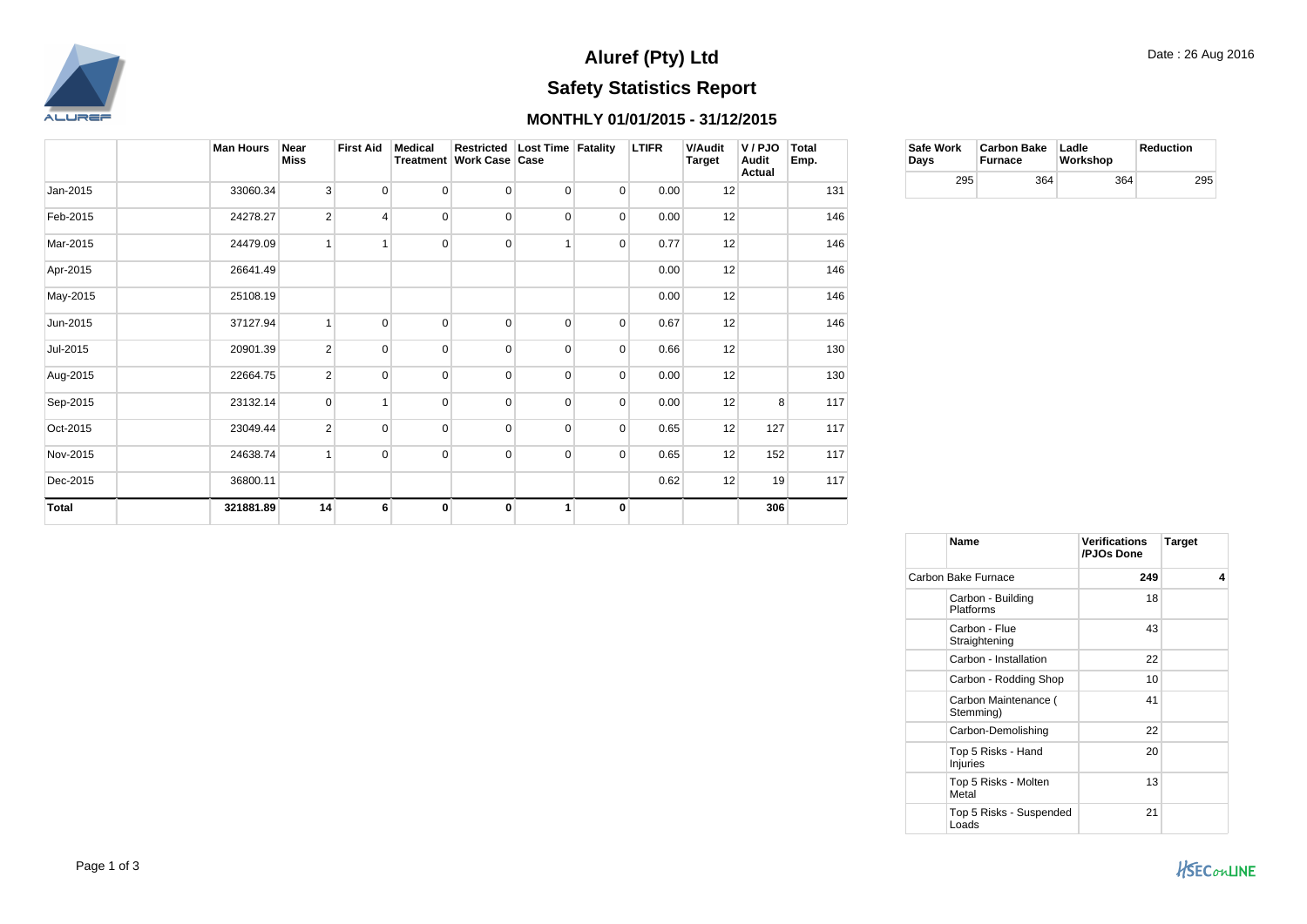# Aluref (Pty) Ltd

Date : 26 Aug 2016

## Safety Statistics Report

### MONTHLY 01/01/2015 - 31/12/2015

| | | Man Hours | Near Miss | First Aid | Medical Treatment | Restricted Work Case | Lost Time Case | Fatality | LTIFR | V/Audit Target | V / PJO Audit Actual | Total Emp. |
|---|---|---|---|---|---|---|---|---|---|---|---|---|
| Jan-2015 | | 33060.34 | 3 | 0 | 0 | 0 | 0 | 0 | 0.00 | 12 | | 131 |
| Feb-2015 | | 24278.27 | 2 | 4 | 0 | 0 | 0 | 0 | 0.00 | 12 | | 146 |
| Mar-2015 | | 24479.09 | 1 | 1 | 0 | 0 | 1 | 0 | 0.77 | 12 | | 146 |
| Apr-2015 | | 26641.49 | | | | | | | 0.00 | 12 | | 146 |
| May-2015 | | 25108.19 | | | | | | | 0.00 | 12 | | 146 |
| Jun-2015 | | 37127.94 | 1 | 0 | 0 | 0 | 0 | 0 | 0.67 | 12 | | 146 |
| Jul-2015 | | 20901.39 | 2 | 0 | 0 | 0 | 0 | 0 | 0.66 | 12 | | 130 |
| Aug-2015 | | 22664.75 | 2 | 0 | 0 | 0 | 0 | 0 | 0.00 | 12 | | 130 |
| Sep-2015 | | 23132.14 | 0 | 1 | 0 | 0 | 0 | 0 | 0.00 | 12 | 8 | 117 |
| Oct-2015 | | 23049.44 | 2 | 0 | 0 | 0 | 0 | 0 | 0.65 | 12 | 127 | 117 |
| Nov-2015 | | 24638.74 | 1 | 0 | 0 | 0 | 0 | 0 | 0.65 | 12 | 152 | 117 |
| Dec-2015 | | 36800.11 | | | | | | | 0.62 | 12 | 19 | 117 |
| **Total** | | **321881.89** | **14** | **6** | **0** | **0** | **1** | **0** | | | **306** | |

| Safe Work Days | Carbon Bake Furnace | Ladle Workshop | Reduction |
|---|---|---|---|
| 295 | 364 | 364 | 295 |

| | Name | Verifications /PJOs Done | Target |
|---|---|---|---|
| Carbon Bake Furnace | | **249** | **4** |
| | Carbon - Building Platforms | 18 | |
| | Carbon - Flue Straightening | 43 | |
| | Carbon - Installation | 22 | |
| | Carbon - Rodding Shop | 10 | |
| | Carbon Maintenance ( Stemming) | 41 | |
| | Carbon-Demolishing | 22 | |
| | Top 5 Risks - Hand Injuries | 20 | |
| | Top 5 Risks - Molten Metal | 13 | |
| | Top 5 Risks - Suspended Loads | 21 | |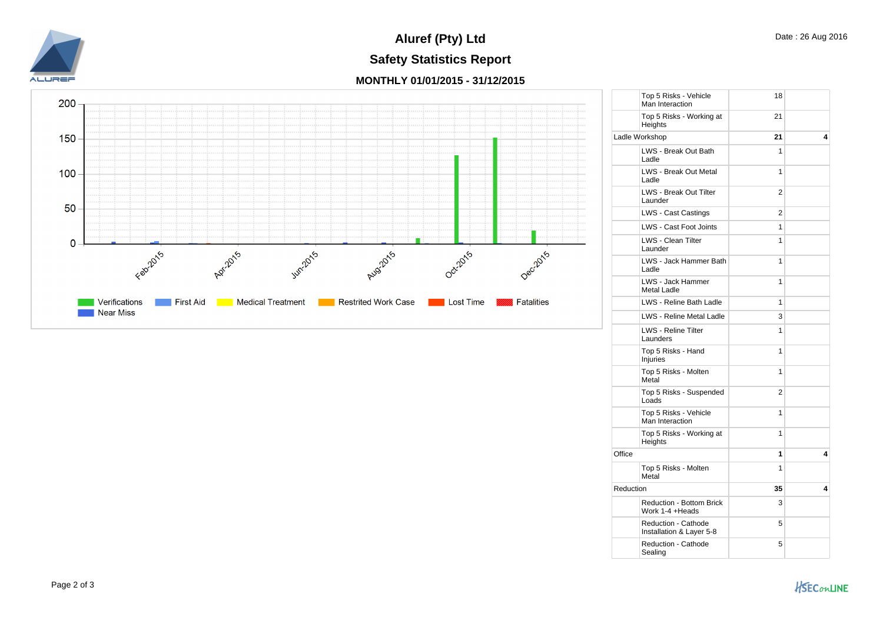# Aluref (Pty) Ltd

## Safety Statistics Report

### MONTHLY 01/01/2015 - 31/12/2015

Date : 26 Aug 2016

| | | | |
|---|---|---|---|
| | Top 5 Risks - Vehicle Man Interaction | 18 | |
| | Top 5 Risks - Working at Heights | 21 | |
| Ladle Workshop | | **21** | **4** |
| | LWS - Break Out Bath Ladle | 1 | |
| | LWS - Break Out Metal Ladle | 1 | |
| | LWS - Break Out Tilter Launder | 2 | |
| | LWS - Cast Castings | 2 | |
| | LWS - Cast Foot Joints | 1 | |
| | LWS - Clean Tilter Launder | 1 | |
| | LWS - Jack Hammer Bath Ladle | 1 | |
| | LWS - Jack Hammer Metal Ladle | 1 | |
| | LWS - Reline Bath Ladle | 1 | |
| | LWS - Reline Metal Ladle | 3 | |
| | LWS - Reline Tilter Launders | 1 | |
| | Top 5 Risks - Hand Injuries | 1 | |
| | Top 5 Risks - Molten Metal | 1 | |
| | Top 5 Risks - Suspended Loads | 2 | |
| | Top 5 Risks - Vehicle Man Interaction | 1 | |
| | Top 5 Risks - Working at Heights | 1 | |
| Office | | **1** | **4** |
| | Top 5 Risks - Molten Metal | 1 | |
| Reduction | | **35** | **4** |
| | Reduction - Bottom Brick Work 1-4 +Heads | 3 | |
| | Reduction - Cathode Installation & Layer 5-8 | 5 | |
| | Reduction - Cathode Sealing | 5 | |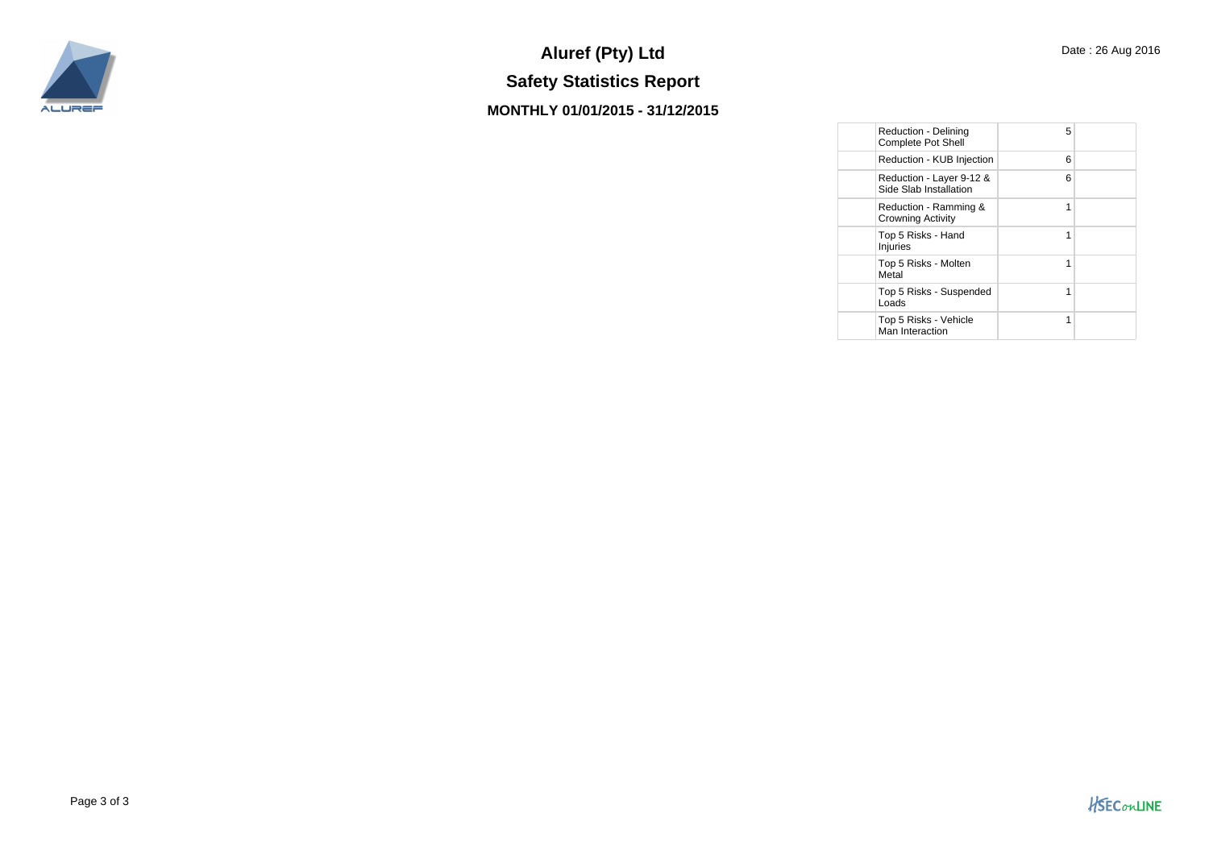# Aluref (Pty) Ltd

## Safety Statistics Report

### MONTHLY 01/01/2015 - 31/12/2015

Date : 26 Aug 2016

| | | | |
|---|---|---|---|
| | Reduction - Delining Complete Pot Shell | 5 | |
| | Reduction - KUB Injection | 6 | |
| | Reduction - Layer 9-12 & Side Slab Installation | 6 | |
| | Reduction - Ramming & Crowning Activity | 1 | |
| | Top 5 Risks - Hand Injuries | 1 | |
| | Top 5 Risks - Molten Metal | 1 | |
| | Top 5 Risks - Suspended Loads | 1 | |
| | Top 5 Risks - Vehicle Man Interaction | 1 | |